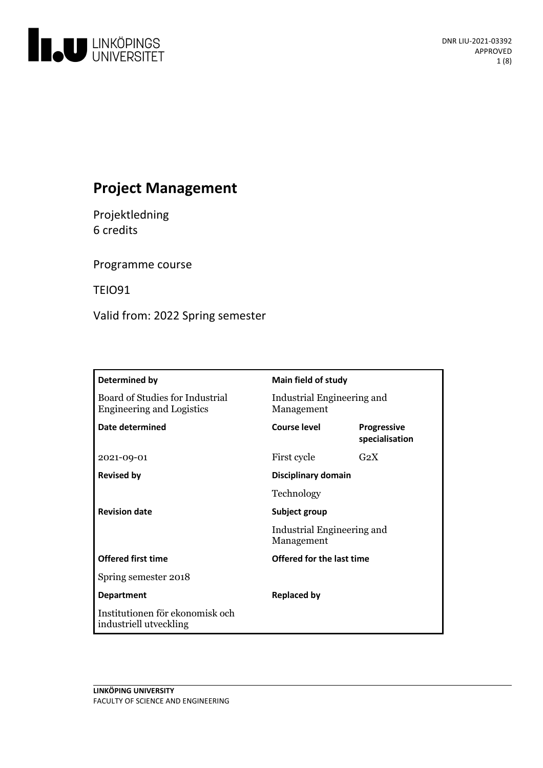# Project Management

Projektledning
6 credits

Programme course

TEIO91

Valid from: 2022 Spring semester

| Determined by | Main field of study | |
|---|---|---|
| Board of Studies for Industrial Engineering and Logistics | Industrial Engineering and Management | |
| **Date determined** | **Course level** | **Progressive specialisation** |
| 2021-09-01 | First cycle | G2X |
| **Revised by** | **Disciplinary domain** | |
| | Technology | |
| **Revision date** | **Subject group** | |
| | Industrial Engineering and Management | |
| **Offered first time** | **Offered for the last time** | |
| Spring semester 2018 | | |
| **Department** | **Replaced by** | |
| Institutionen för ekonomisk och industriell utveckling | | |

LINKÖPING UNIVERSITY
FACULTY OF SCIENCE AND ENGINEERING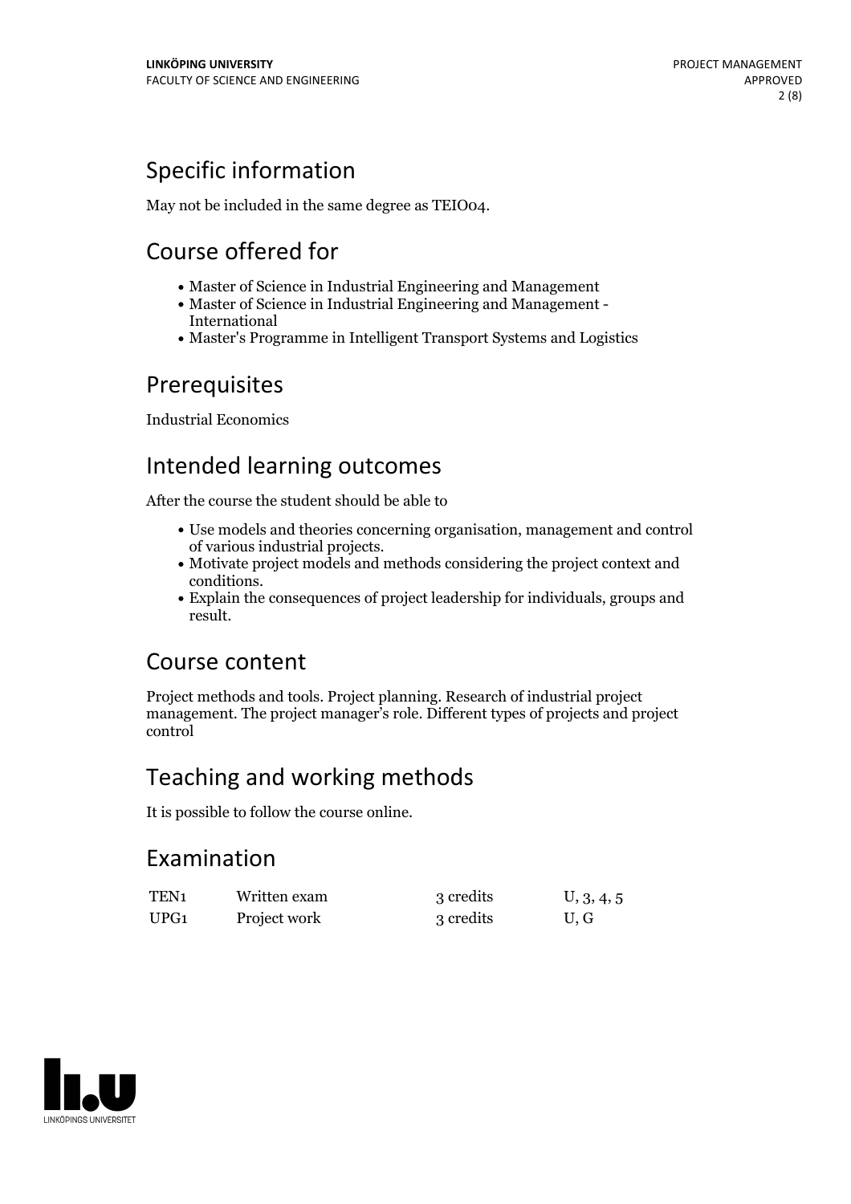## Specific information

May not be included in the same degree as TEIO04.

## Course offered for

- Master of Science in Industrial Engineering and Management
- Master of Science in Industrial Engineering and Management - International
- Master's Programme in Intelligent Transport Systems and Logistics

## Prerequisites

Industrial Economics

## Intended learning outcomes

After the course the student should be able to

- Use models and theories concerning organisation, management and control of various industrial projects.
- Motivate project models and methods considering the project context and conditions.
- Explain the consequences of project leadership for individuals, groups and result.

## Course content

Project methods and tools. Project planning. Research of industrial project management. The project manager's role. Different types of projects and project control

## Teaching and working methods

It is possible to follow the course online.

## Examination

| | | | |
|---|---|---|---|
| TEN1 | Written exam | 3 credits | U, 3, 4, 5 |
| UPG1 | Project work | 3 credits | U, G |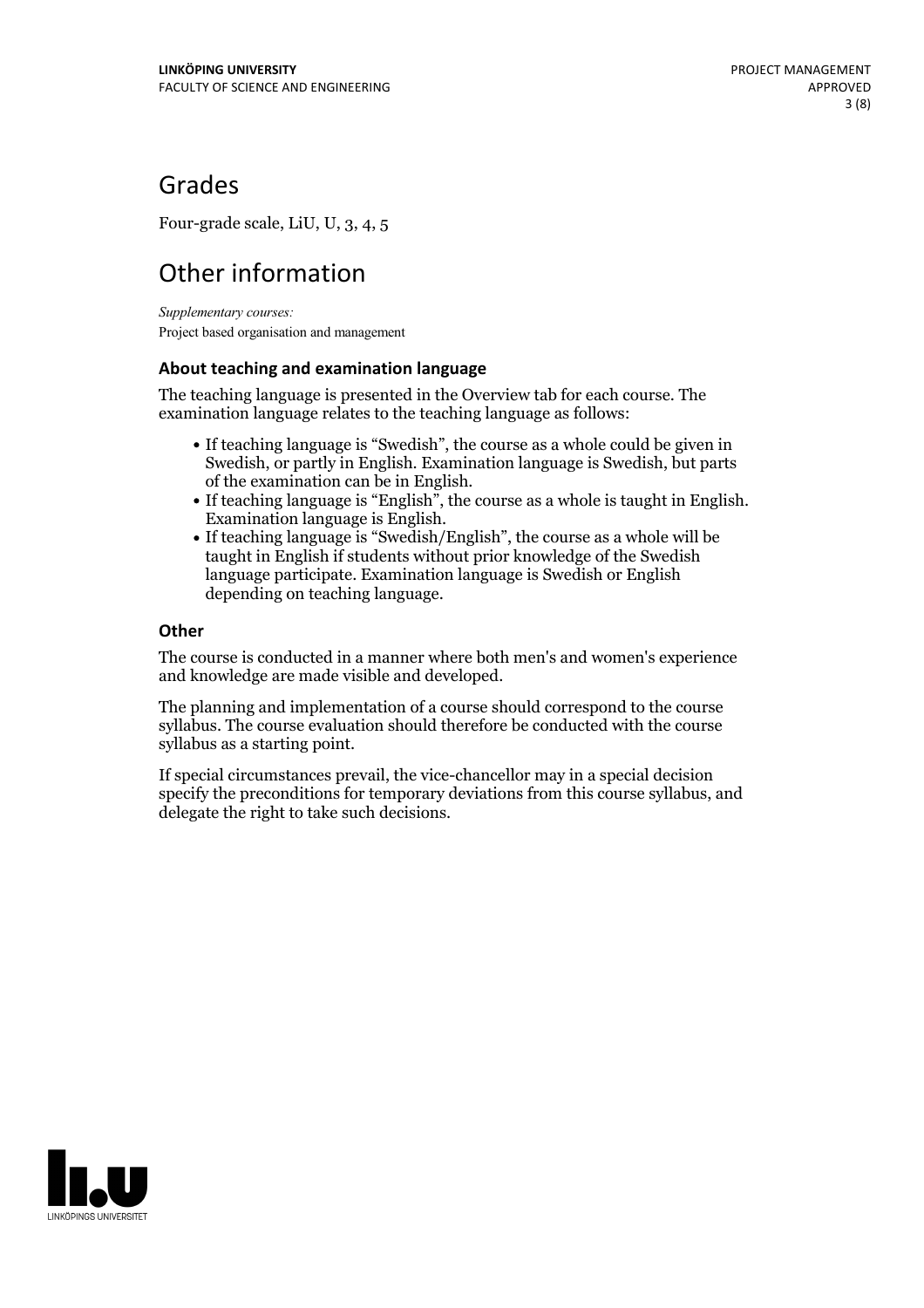## Grades

Four-grade scale, LiU, U, 3, 4, 5

## Other information

*Supplementary courses:*
Project based organisation and management

### About teaching and examination language

The teaching language is presented in the Overview tab for each course. The examination language relates to the teaching language as follows:

- If teaching language is "Swedish", the course as a whole could be given in Swedish, or partly in English. Examination language is Swedish, but parts of the examination can be in English.
- If teaching language is "English", the course as a whole is taught in English. Examination language is English.
- If teaching language is "Swedish/English", the course as a whole will be taught in English if students without prior knowledge of the Swedish language participate. Examination language is Swedish or English depending on teaching language.

### Other

The course is conducted in a manner where both men's and women's experience and knowledge are made visible and developed.

The planning and implementation of a course should correspond to the course syllabus. The course evaluation should therefore be conducted with the course syllabus as a starting point.

If special circumstances prevail, the vice-chancellor may in a special decision specify the preconditions for temporary deviations from this course syllabus, and delegate the right to take such decisions.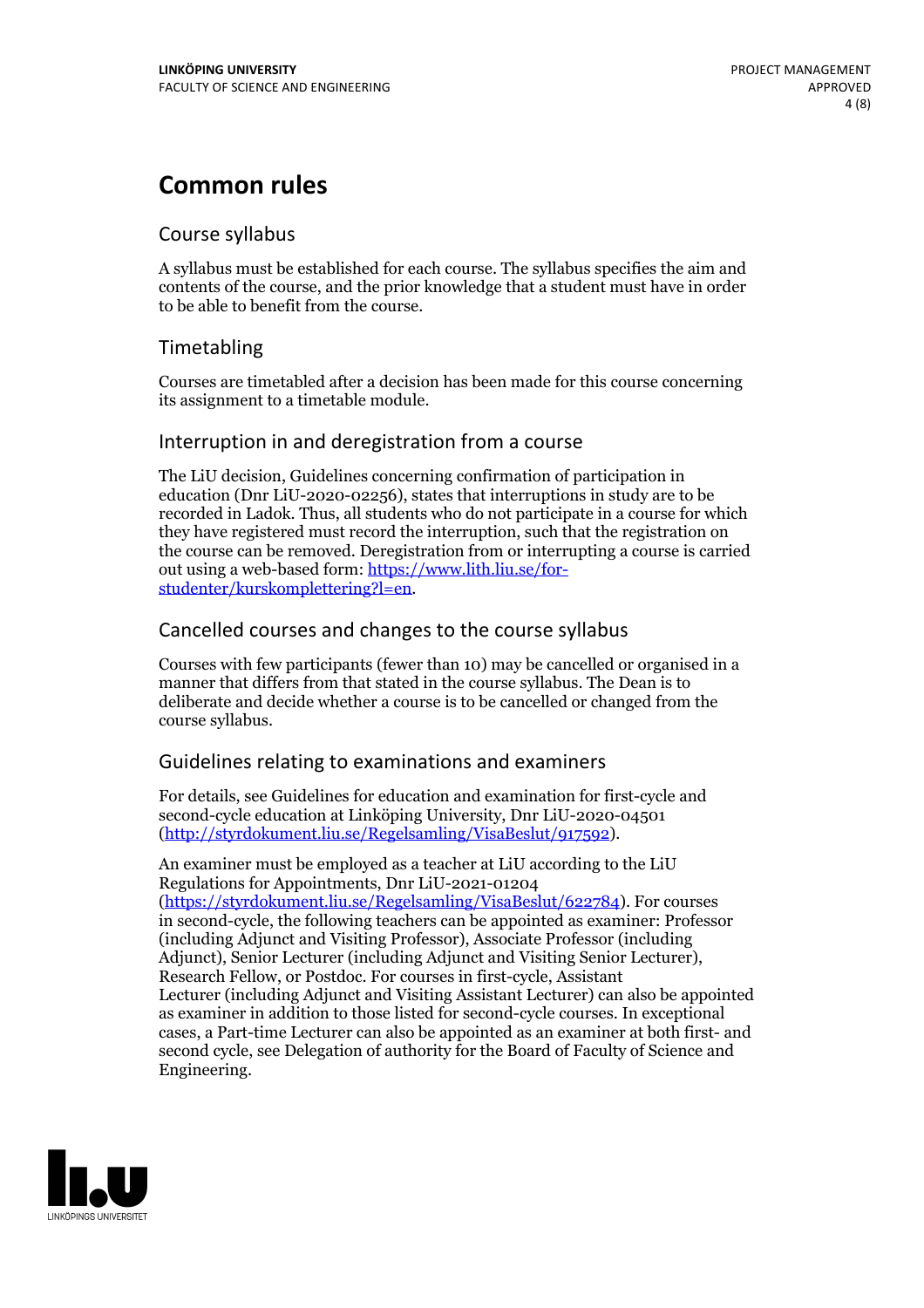# Common rules

## Course syllabus

A syllabus must be established for each course. The syllabus specifies the aim and contents of the course, and the prior knowledge that a student must have in order to be able to benefit from the course.

## Timetabling

Courses are timetabled after a decision has been made for this course concerning its assignment to a timetable module.

## Interruption in and deregistration from a course

The LiU decision, Guidelines concerning confirmation of participation in education (Dnr LiU-2020-02256), states that interruptions in study are to be recorded in Ladok. Thus, all students who do not participate in a course for which they have registered must record the interruption, such that the registration on the course can be removed. Deregistration from or interrupting a course is carried out using a web-based form: [https://www.lith.liu.se/for-studenter/kurskomplettering?l=en](https://www.lith.liu.se/for-studenter/kurskomplettering?l=en).

## Cancelled courses and changes to the course syllabus

Courses with few participants (fewer than 10) may be cancelled or organised in a manner that differs from that stated in the course syllabus. The Dean is to deliberate and decide whether a course is to be cancelled or changed from the course syllabus.

## Guidelines relating to examinations and examiners

For details, see Guidelines for education and examination for first-cycle and second-cycle education at Linköping University, Dnr LiU-2020-04501 ([http://styrdokument.liu.se/Regelsamling/VisaBeslut/917592](http://styrdokument.liu.se/Regelsamling/VisaBeslut/917592)).

An examiner must be employed as a teacher at LiU according to the LiU Regulations for Appointments, Dnr LiU-2021-01204 ([https://styrdokument.liu.se/Regelsamling/VisaBeslut/622784](https://styrdokument.liu.se/Regelsamling/VisaBeslut/622784)). For courses in second-cycle, the following teachers can be appointed as examiner: Professor (including Adjunct and Visiting Professor), Associate Professor (including Adjunct), Senior Lecturer (including Adjunct and Visiting Senior Lecturer), Research Fellow, or Postdoc. For courses in first-cycle, Assistant Lecturer (including Adjunct and Visiting Assistant Lecturer) can also be appointed as examiner in addition to those listed for second-cycle courses. In exceptional cases, a Part-time Lecturer can also be appointed as an examiner at both first- and second cycle, see Delegation of authority for the Board of Faculty of Science and Engineering.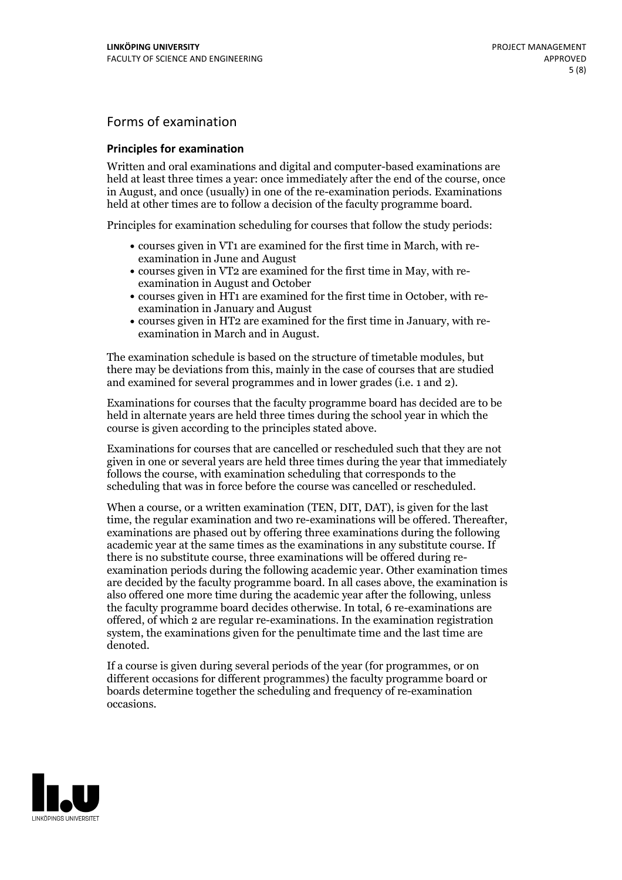## Forms of examination

### Principles for examination

Written and oral examinations and digital and computer-based examinations are held at least three times a year: once immediately after the end of the course, once in August, and once (usually) in one of the re-examination periods. Examinations held at other times are to follow a decision of the faculty programme board.

Principles for examination scheduling for courses that follow the study periods:

- courses given in VT1 are examined for the first time in March, with re-examination in June and August
- courses given in VT2 are examined for the first time in May, with re-examination in August and October
- courses given in HT1 are examined for the first time in October, with re-examination in January and August
- courses given in HT2 are examined for the first time in January, with re-examination in March and in August.

The examination schedule is based on the structure of timetable modules, but there may be deviations from this, mainly in the case of courses that are studied and examined for several programmes and in lower grades (i.e. 1 and 2).

Examinations for courses that the faculty programme board has decided are to be held in alternate years are held three times during the school year in which the course is given according to the principles stated above.

Examinations for courses that are cancelled or rescheduled such that they are not given in one or several years are held three times during the year that immediately follows the course, with examination scheduling that corresponds to the scheduling that was in force before the course was cancelled or rescheduled.

When a course, or a written examination (TEN, DIT, DAT), is given for the last time, the regular examination and two re-examinations will be offered. Thereafter, examinations are phased out by offering three examinations during the following academic year at the same times as the examinations in any substitute course. If there is no substitute course, three examinations will be offered during re-examination periods during the following academic year. Other examination times are decided by the faculty programme board. In all cases above, the examination is also offered one more time during the academic year after the following, unless the faculty programme board decides otherwise. In total, 6 re-examinations are offered, of which 2 are regular re-examinations. In the examination registration system, the examinations given for the penultimate time and the last time are denoted.

If a course is given during several periods of the year (for programmes, or on different occasions for different programmes) the faculty programme board or boards determine together the scheduling and frequency of re-examination occasions.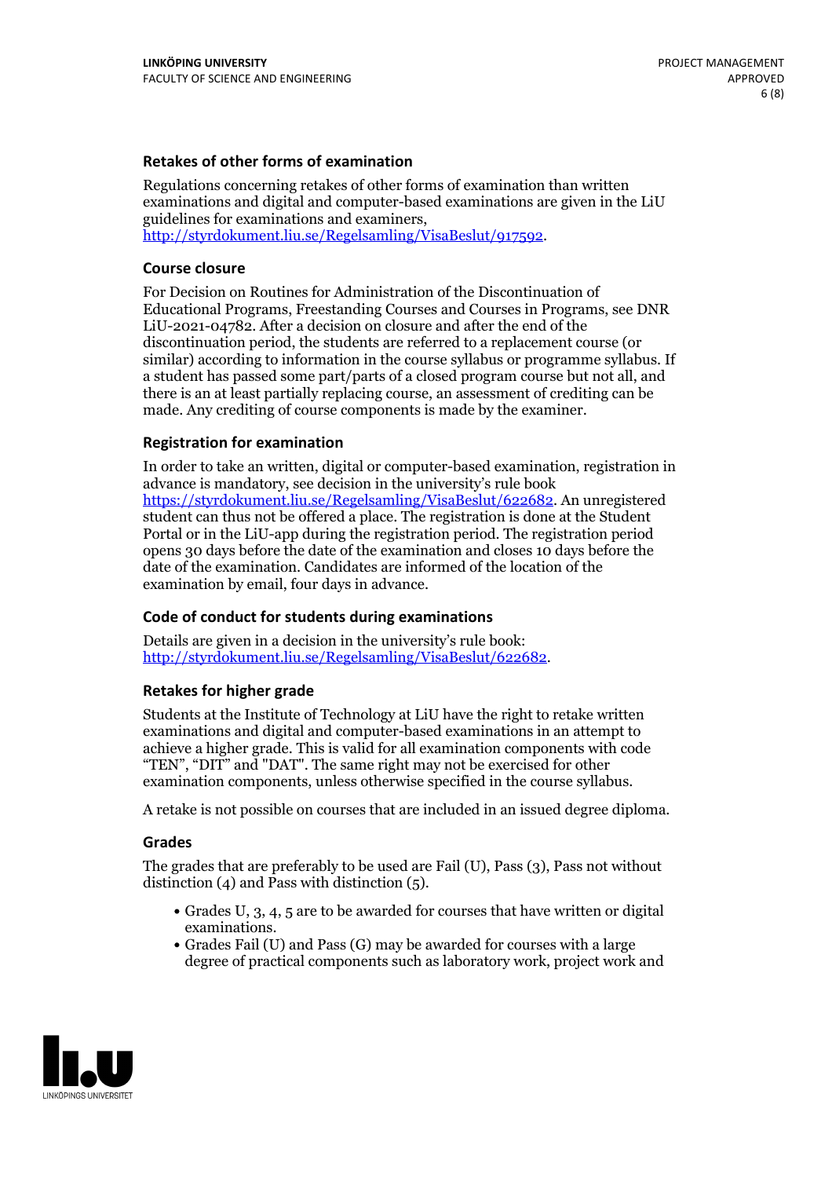### Retakes of other forms of examination

Regulations concerning retakes of other forms of examination than written examinations and digital and computer-based examinations are given in the LiU guidelines for examinations and examiners, http://styrdokument.liu.se/Regelsamling/VisaBeslut/917592.

### Course closure

For Decision on Routines for Administration of the Discontinuation of Educational Programs, Freestanding Courses and Courses in Programs, see DNR LiU-2021-04782. After a decision on closure and after the end of the discontinuation period, the students are referred to a replacement course (or similar) according to information in the course syllabus or programme syllabus. If a student has passed some part/parts of a closed program course but not all, and there is an at least partially replacing course, an assessment of crediting can be made. Any crediting of course components is made by the examiner.

### Registration for examination

In order to take an written, digital or computer-based examination, registration in advance is mandatory, see decision in the university's rule book https://styrdokument.liu.se/Regelsamling/VisaBeslut/622682. An unregistered student can thus not be offered a place. The registration is done at the Student Portal or in the LiU-app during the registration period. The registration period opens 30 days before the date of the examination and closes 10 days before the date of the examination. Candidates are informed of the location of the examination by email, four days in advance.

### Code of conduct for students during examinations

Details are given in a decision in the university's rule book: http://styrdokument.liu.se/Regelsamling/VisaBeslut/622682.

### Retakes for higher grade

Students at the Institute of Technology at LiU have the right to retake written examinations and digital and computer-based examinations in an attempt to achieve a higher grade. This is valid for all examination components with code "TEN", "DIT" and "DAT". The same right may not be exercised for other examination components, unless otherwise specified in the course syllabus.

A retake is not possible on courses that are included in an issued degree diploma.

### Grades

The grades that are preferably to be used are Fail (U), Pass (3), Pass not without distinction (4) and Pass with distinction (5).

- Grades U, 3, 4, 5 are to be awarded for courses that have written or digital examinations.
- Grades Fail (U) and Pass (G) may be awarded for courses with a large degree of practical components such as laboratory work, project work and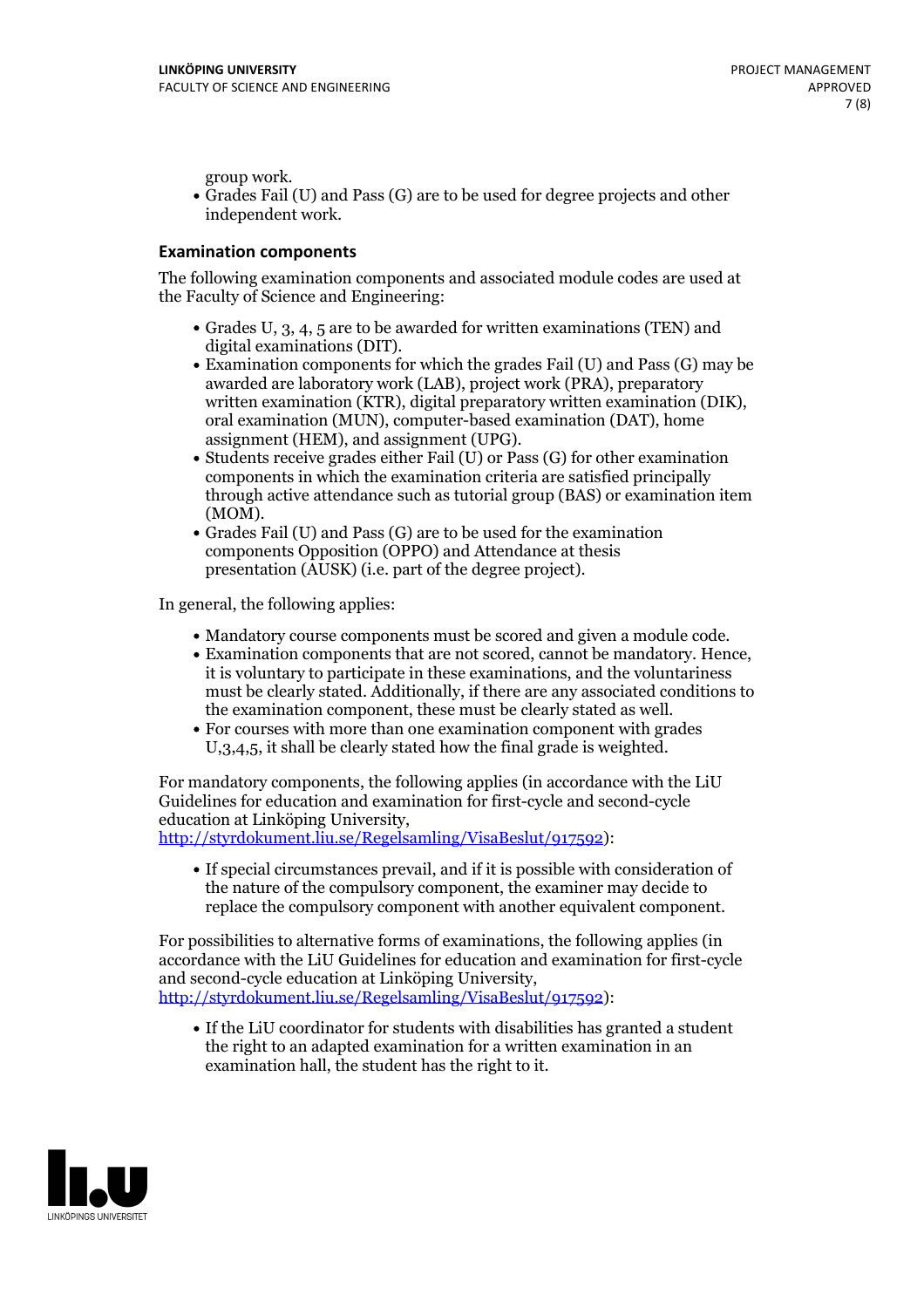group work.

- Grades Fail (U) and Pass (G) are to be used for degree projects and other independent work.

### Examination components

The following examination components and associated module codes are used at the Faculty of Science and Engineering:

- Grades U, 3, 4, 5 are to be awarded for written examinations (TEN) and digital examinations (DIT).
- Examination components for which the grades Fail (U) and Pass (G) may be awarded are laboratory work (LAB), project work (PRA), preparatory written examination (KTR), digital preparatory written examination (DIK), oral examination (MUN), computer-based examination (DAT), home assignment (HEM), and assignment (UPG).
- Students receive grades either Fail (U) or Pass (G) for other examination components in which the examination criteria are satisfied principally through active attendance such as tutorial group (BAS) or examination item (MOM).
- Grades Fail (U) and Pass (G) are to be used for the examination components Opposition (OPPO) and Attendance at thesis presentation (AUSK) (i.e. part of the degree project).

In general, the following applies:

- Mandatory course components must be scored and given a module code.
- Examination components that are not scored, cannot be mandatory. Hence, it is voluntary to participate in these examinations, and the voluntariness must be clearly stated. Additionally, if there are any associated conditions to the examination component, these must be clearly stated as well.
- For courses with more than one examination component with grades U,3,4,5, it shall be clearly stated how the final grade is weighted.

For mandatory components, the following applies (in accordance with the LiU Guidelines for education and examination for first-cycle and second-cycle education at Linköping University, http://styrdokument.liu.se/Regelsamling/VisaBeslut/917592):

- If special circumstances prevail, and if it is possible with consideration of the nature of the compulsory component, the examiner may decide to replace the compulsory component with another equivalent component.

For possibilities to alternative forms of examinations, the following applies (in accordance with the LiU Guidelines for education and examination for first-cycle and second-cycle education at Linköping University, http://styrdokument.liu.se/Regelsamling/VisaBeslut/917592):

- If the LiU coordinator for students with disabilities has granted a student the right to an adapted examination for a written examination in an examination hall, the student has the right to it.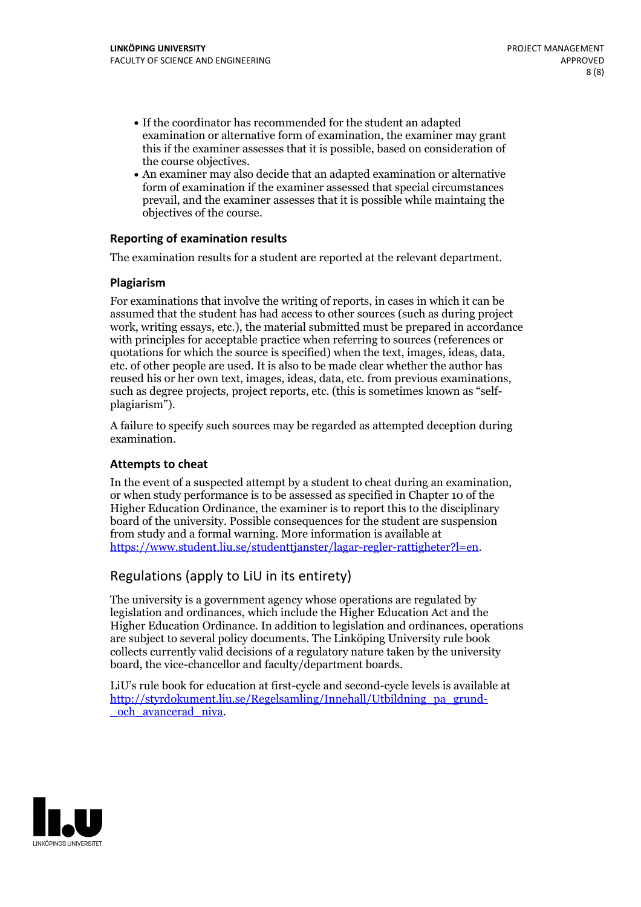- If the coordinator has recommended for the student an adapted examination or alternative form of examination, the examiner may grant this if the examiner assesses that it is possible, based on consideration of the course objectives.
- An examiner may also decide that an adapted examination or alternative form of examination if the examiner assessed that special circumstances prevail, and the examiner assesses that it is possible while maintaing the objectives of the course.

### Reporting of examination results

The examination results for a student are reported at the relevant department.

### Plagiarism

For examinations that involve the writing of reports, in cases in which it can be assumed that the student has had access to other sources (such as during project work, writing essays, etc.), the material submitted must be prepared in accordance with principles for acceptable practice when referring to sources (references or quotations for which the source is specified) when the text, images, ideas, data, etc. of other people are used. It is also to be made clear whether the author has reused his or her own text, images, ideas, data, etc. from previous examinations, such as degree projects, project reports, etc. (this is sometimes known as "self-plagiarism").

A failure to specify such sources may be regarded as attempted deception during examination.

### Attempts to cheat

In the event of a suspected attempt by a student to cheat during an examination, or when study performance is to be assessed as specified in Chapter 10 of the Higher Education Ordinance, the examiner is to report this to the disciplinary board of the university. Possible consequences for the student are suspension from study and a formal warning. More information is available at https://www.student.liu.se/studenttjanster/lagar-regler-rattigheter?l=en.

## Regulations (apply to LiU in its entirety)

The university is a government agency whose operations are regulated by legislation and ordinances, which include the Higher Education Act and the Higher Education Ordinance. In addition to legislation and ordinances, operations are subject to several policy documents. The Linköping University rule book collects currently valid decisions of a regulatory nature taken by the university board, the vice-chancellor and faculty/department boards.

LiU's rule book for education at first-cycle and second-cycle levels is available at http://styrdokument.liu.se/Regelsamling/Innehall/Utbildning_pa_grund-_och_avancerad_niva.